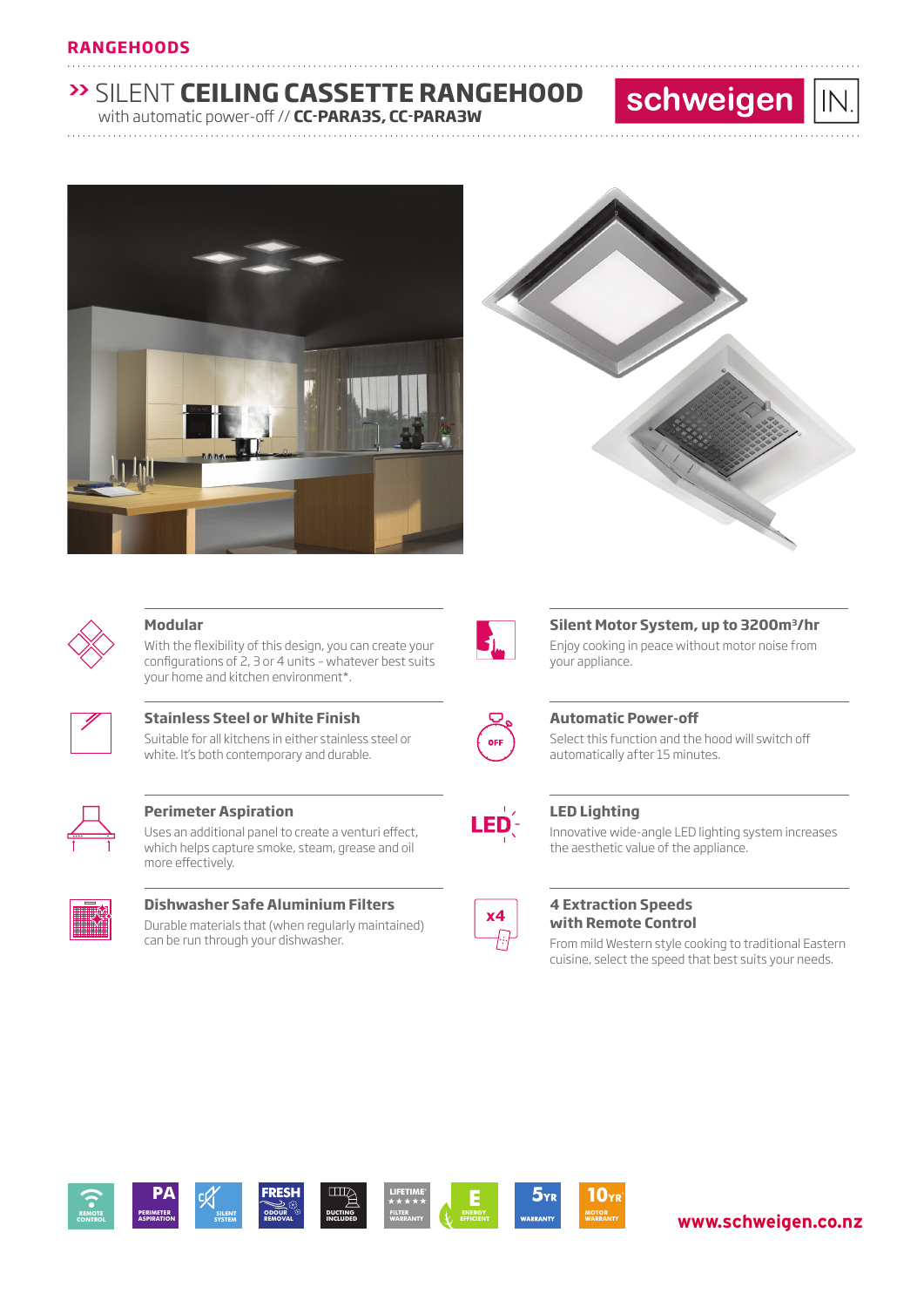RANGEHOODS

# » SILENT CEILING CASSETTE RANGEHOOD

with automatic power-off // **CC-PARA3S, CC-PARA3W**

schweigen IN.

### Modular

With the flexibility of this design, you can create your configurations of 2, 3 or 4 units - whatever best suits your home and kitchen environment*.

### Stainless Steel or White Finish

Suitable for all kitchens in either stainless steel or white. It's both contemporary and durable.

### Perimeter Aspiration

Uses an additional panel to create a venturi effect, which helps capture smoke, steam, grease and oil more effectively.

### Dishwasher Safe Aluminium Filters

Durable materials that (when regularly maintained) can be run through your dishwasher.

### Silent Motor System, up to 3200m³/hr

Enjoy cooking in peace without motor noise from your appliance.

### Automatic Power-off

Select this function and the hood will switch off automatically after 15 minutes.

### LED Lighting

Innovative wide-angle LED lighting system increases the aesthetic value of the appliance.

### 4 Extraction Speeds with Remote Control

From mild Western style cooking to traditional Eastern cuisine, select the speed that best suits your needs.

REMOTE CONTROL | PA PERIMETER ASPIRATION | SILENT SYSTEM | FRESH ODOUR REMOVAL | DUCTING INCLUDED | LIFETIME FILTER WARRANTY | E ENERGY EFFICIENT | 5YR WARRANTY | 10YR MOTOR WARRANTY

www.schweigen.co.nz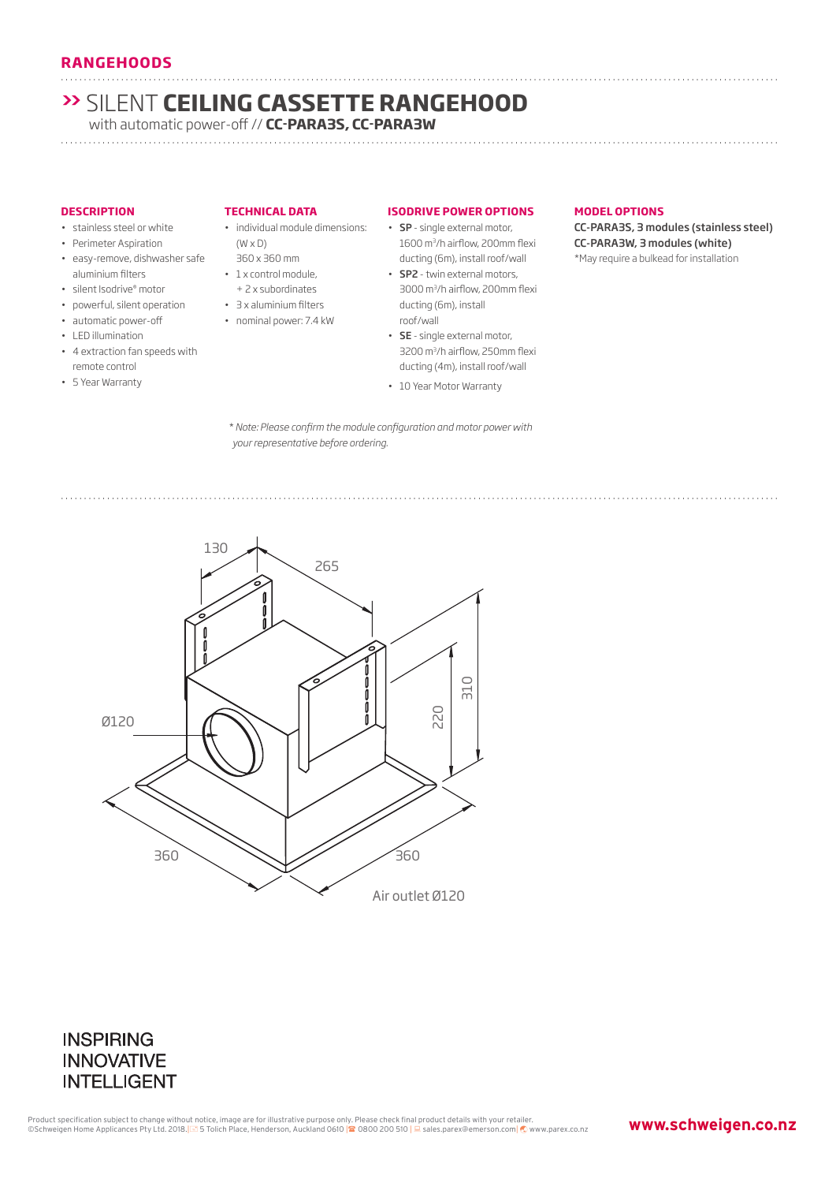## RANGEHOODS

# » SILENT **CEILING CASSETTE RANGEHOOD**

with automatic power-off // **CC-PARA3S, CC-PARA3W**

### DESCRIPTION

- stainless steel or white
- Perimeter Aspiration
- easy-remove, dishwasher safe aluminium filters
- silent Isodrive® motor
- powerful, silent operation
- automatic power-off
- LED illumination
- 4 extraction fan speeds with remote control
- 5 Year Warranty

### TECHNICAL DATA

- individual module dimensions: (W x D) 360 x 360 mm
- 1 x control module, + 2 x subordinates
- 3 x aluminium filters
- nominal power: 7.4 kW

### ISODRIVE POWER OPTIONS

- **SP** - single external motor, 1600 m³/h airflow, 200mm flexi ducting (6m), install roof/wall
- **SP2** - twin external motors, 3000 m³/h airflow, 200mm flexi ducting (6m), install roof/wall
- **SE** - single external motor, 3200 m³/h airflow, 250mm flexi ducting (4m), install roof/wall
- 10 Year Motor Warranty

### MODEL OPTIONS

**CC-PARA3S, 3 modules (stainless steel)**
**CC-PARA3W, 3 modules (white)**
*May require a bulkead for installation

*\* Note: Please confirm the module configuration and motor power with your representative before ordering.*

130
265
Ø120
310
220
360
360
Air outlet Ø120

INSPIRING
INNOVATIVE
INTELLIGENT

Product specification subject to change without notice, image are for illustrative purpose only. Please check final product details with your retailer.
©Schweigen Home Applicances Pty Ltd. 2018. | 5 Tolich Place, Henderson, Auckland 0610 | 0800 200 510 | sales.parex@emerson.com | www.parex.co.nz

**www.schweigen.co.nz**